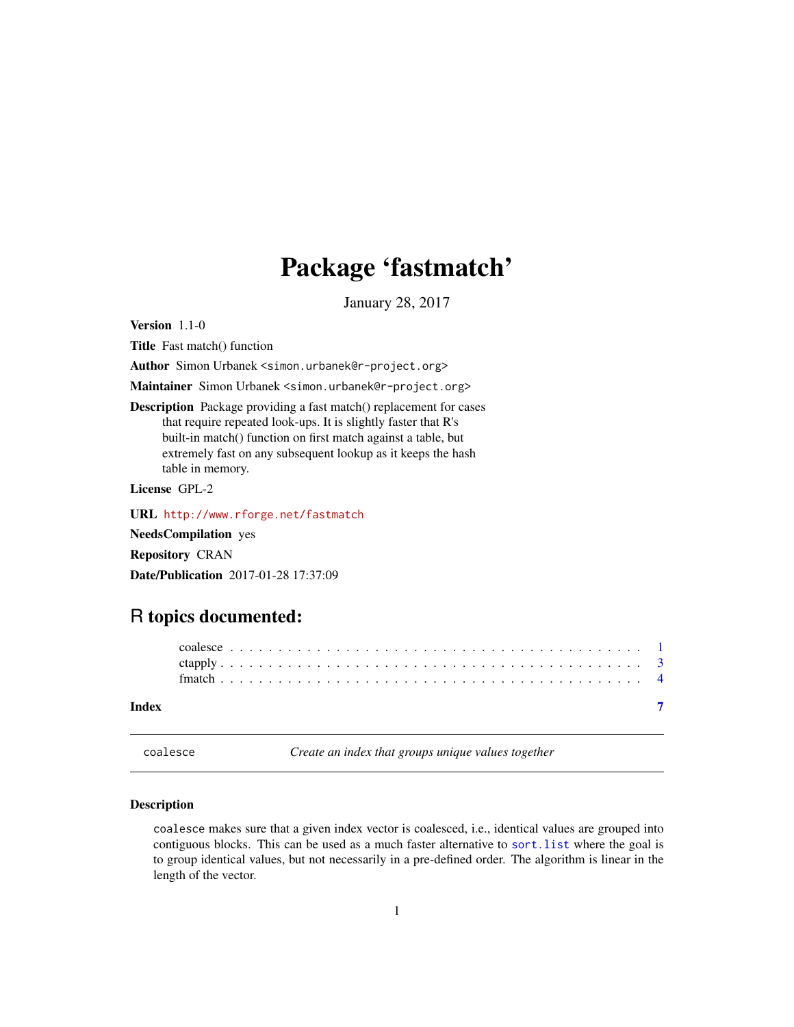# Package 'fastmatch'

January 28, 2017

**Version** 1.1-0

**Title** Fast match() function

**Author** Simon Urbanek <simon.urbanek@r-project.org>

**Maintainer** Simon Urbanek <simon.urbanek@r-project.org>

**Description** Package providing a fast match() replacement for cases that require repeated look-ups. It is slightly faster that R's built-in match() function on first match against a table, but extremely fast on any subsequent lookup as it keeps the hash table in memory.

**License** GPL-2

**URL** http://www.rforge.net/fastmatch

**NeedsCompilation** yes

**Repository** CRAN

**Date/Publication** 2017-01-28 17:37:09

## R topics documented:

- coalesce . . . . . . . . . . . . . . . . . . . . . . . . . . . . . . . . . . . . . . . . . . 1
- ctapply . . . . . . . . . . . . . . . . . . . . . . . . . . . . . . . . . . . . . . . . . . 3
- fmatch . . . . . . . . . . . . . . . . . . . . . . . . . . . . . . . . . . . . . . . . . . 4

**Index** 7

---

`coalesce` — *Create an index that groups unique values together*

---

### Description

`coalesce` makes sure that a given index vector is coalesced, i.e., identical values are grouped into contiguous blocks. This can be used as a much faster alternative to `sort.list` where the goal is to group identical values, but not necessarily in a pre-defined order. The algorithm is linear in the length of the vector.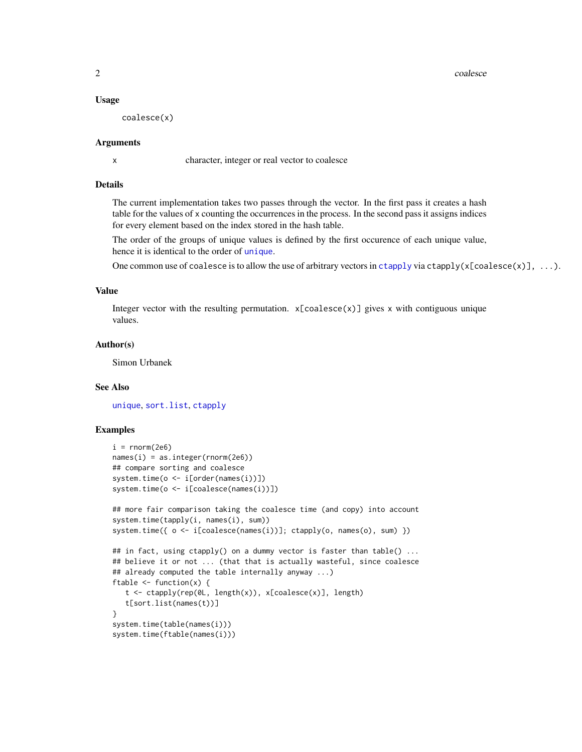### Usage

```
coalesce(x)
```

### Arguments

x    character, integer or real vector to coalesce

### Details

The current implementation takes two passes through the vector. In the first pass it creates a hash table for the values of x counting the occurrences in the process. In the second pass it assigns indices for every element based on the index stored in the hash table.

The order of the groups of unique values is defined by the first occurence of each unique value, hence it is identical to the order of unique.

One common use of coalesce is to allow the use of arbitrary vectors in ctapply via ctapply(x[coalesce(x)], ...).

### Value

Integer vector with the resulting permutation. x[coalesce(x)] gives x with contiguous unique values.

### Author(s)

Simon Urbanek

### See Also

unique, sort.list, ctapply

### Examples

```
i = rnorm(2e6)
names(i) = as.integer(rnorm(2e6))
## compare sorting and coalesce
system.time(o <- i[order(names(i))])
system.time(o <- i[coalesce(names(i))])

## more fair comparison taking the coalesce time (and copy) into account
system.time(tapply(i, names(i), sum))
system.time({ o <- i[coalesce(names(i))]; ctapply(o, names(o), sum) })

## in fact, using ctapply() on a dummy vector is faster than table() ...
## believe it or not ... (that that is actually wasteful, since coalesce
## already computed the table internally anyway ...)
ftable <- function(x) {
   t <- ctapply(rep(0L, length(x)), x[coalesce(x)], length)
   t[sort.list(names(t))]
}
system.time(table(names(i)))
system.time(ftable(names(i)))
```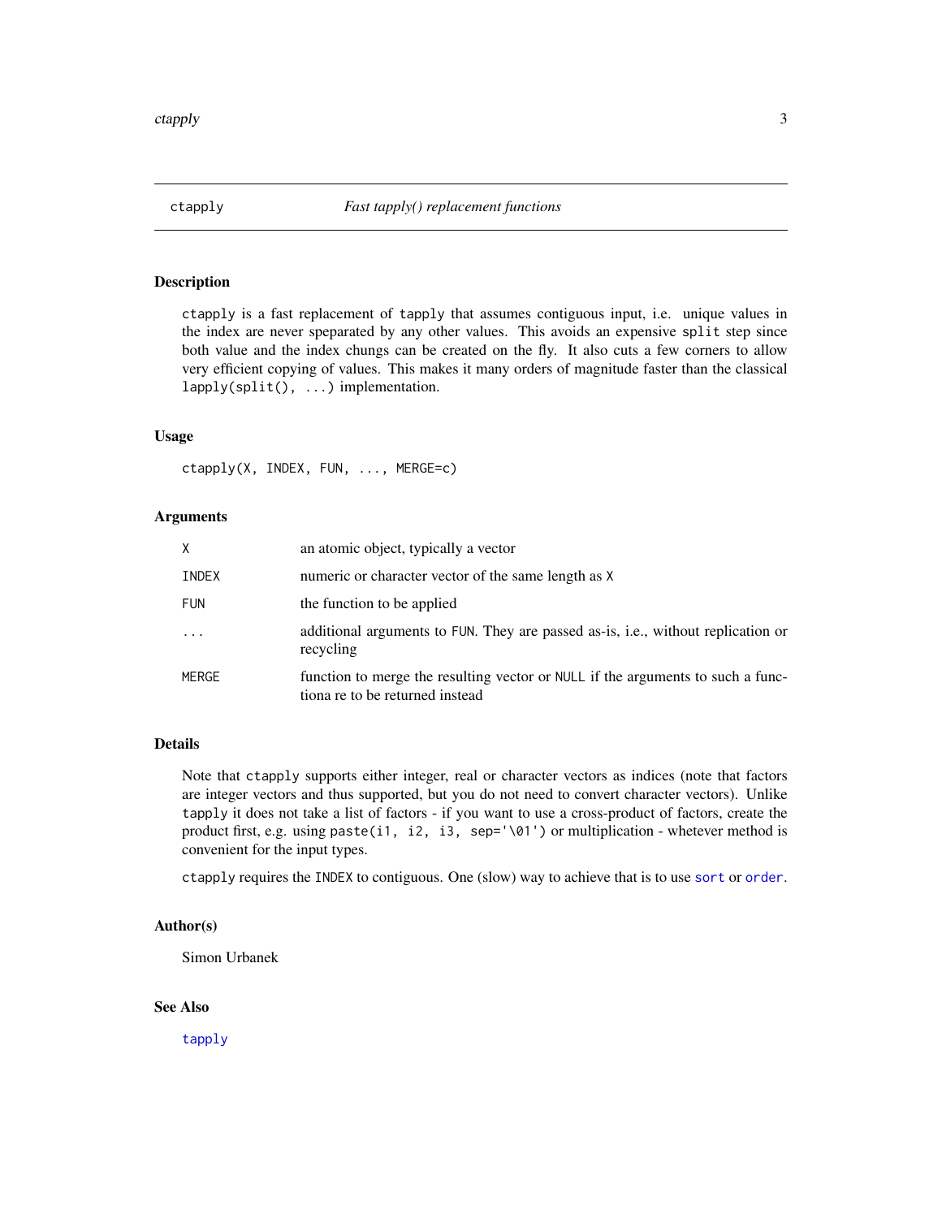# ctapply — *Fast tapply() replacement functions*

## Description

`ctapply` is a fast replacement of `tapply` that assumes contiguous input, i.e. unique values in the index are never speparated by any other values. This avoids an expensive `split` step since both value and the index chungs can be created on the fly. It also cuts a few corners to allow very efficient copying of values. This makes it many orders of magnitude faster than the classical `lapply(split(), ...)` implementation.

## Usage

```
ctapply(X, INDEX, FUN, ..., MERGE=c)
```

## Arguments

| | |
|---|---|
| `X` | an atomic object, typically a vector |
| `INDEX` | numeric or character vector of the same length as `X` |
| `FUN` | the function to be applied |
| `...` | additional arguments to `FUN`. They are passed as-is, i.e., without replication or recycling |
| `MERGE` | function to merge the resulting vector or `NULL` if the arguments to such a functiona re to be returned instead |

## Details

Note that `ctapply` supports either integer, real or character vectors as indices (note that factors are integer vectors and thus supported, but you do not need to convert character vectors). Unlike `tapply` it does not take a list of factors - if you want to use a cross-product of factors, create the product first, e.g. using `paste(i1, i2, i3, sep='\01')` or multiplication - whetever method is convenient for the input types.

`ctapply` requires the `INDEX` to contiguous. One (slow) way to achieve that is to use `sort` or `order`.

## Author(s)

Simon Urbanek

## See Also

`tapply`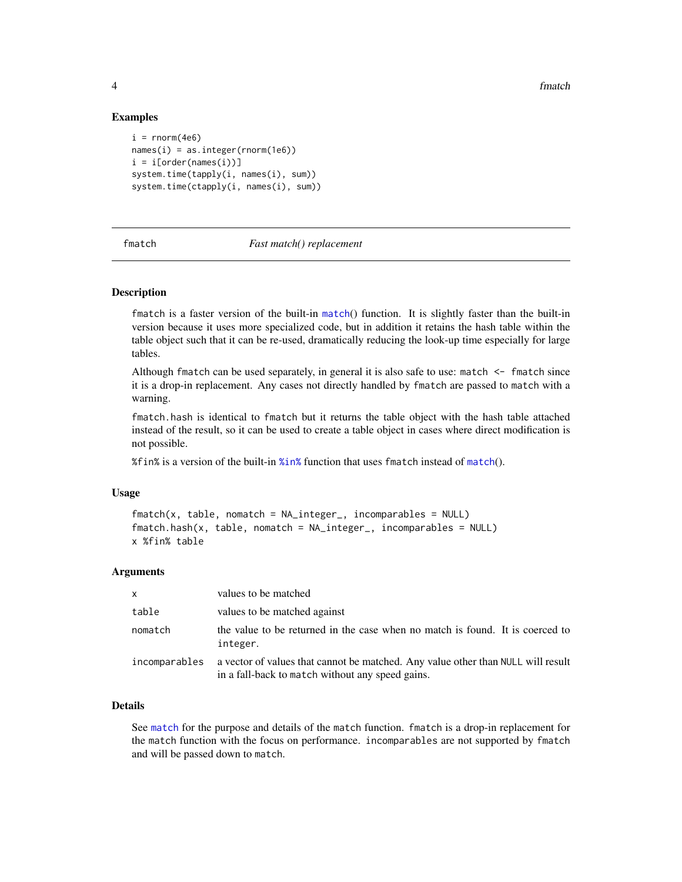### Examples

```
i = rnorm(4e6)
names(i) = as.integer(rnorm(1e6))
i = i[order(names(i))]
system.time(tapply(i, names(i), sum))
system.time(ctapply(i, names(i), sum))
```

---

## fmatch — *Fast match() replacement*

---

### Description

fmatch is a faster version of the built-in match() function. It is slightly faster than the built-in version because it uses more specialized code, but in addition it retains the hash table within the table object such that it can be re-used, dramatically reducing the look-up time especially for large tables.

Although fmatch can be used separately, in general it is also safe to use: `match <- fmatch` since it is a drop-in replacement. Any cases not directly handled by fmatch are passed to match with a warning.

fmatch.hash is identical to fmatch but it returns the table object with the hash table attached instead of the result, so it can be used to create a table object in cases where direct modification is not possible.

%fin% is a version of the built-in %in% function that uses fmatch instead of match().

### Usage

```
fmatch(x, table, nomatch = NA_integer_, incomparables = NULL)
fmatch.hash(x, table, nomatch = NA_integer_, incomparables = NULL)
x %fin% table
```

### Arguments

| | |
|---|---|
| x | values to be matched |
| table | values to be matched against |
| nomatch | the value to be returned in the case when no match is found. It is coerced to integer. |
| incomparables | a vector of values that cannot be matched. Any value other than NULL will result in a fall-back to match without any speed gains. |

### Details

See match for the purpose and details of the match function. fmatch is a drop-in replacement for the match function with the focus on performance. incomparables are not supported by fmatch and will be passed down to match.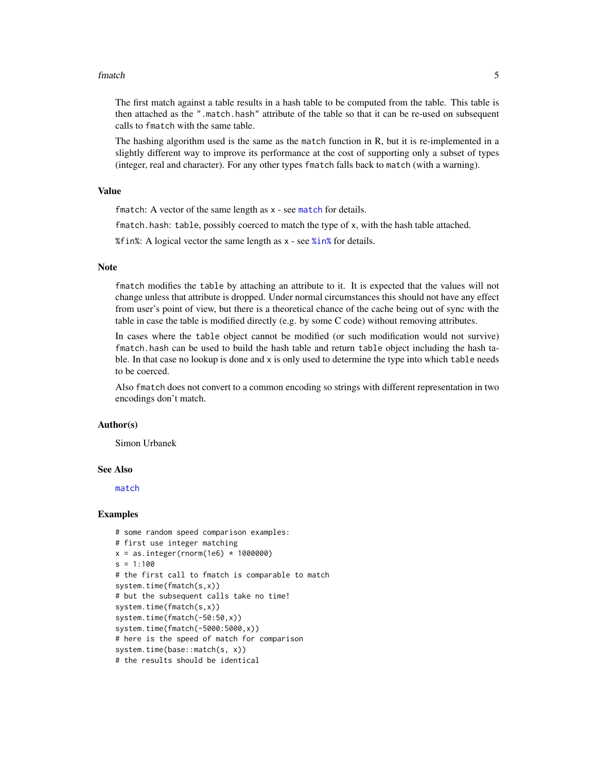The first match against a table results in a hash table to be computed from the table. This table is then attached as the ".match.hash" attribute of the table so that it can be re-used on subsequent calls to fmatch with the same table.

The hashing algorithm used is the same as the match function in R, but it is re-implemented in a slightly different way to improve its performance at the cost of supporting only a subset of types (integer, real and character). For any other types fmatch falls back to match (with a warning).

## Value

fmatch: A vector of the same length as x - see match for details.

fmatch.hash: table, possibly coerced to match the type of x, with the hash table attached.

%fin%: A logical vector the same length as x - see %in% for details.

## Note

fmatch modifies the table by attaching an attribute to it. It is expected that the values will not change unless that attribute is dropped. Under normal circumstances this should not have any effect from user's point of view, but there is a theoretical chance of the cache being out of sync with the table in case the table is modified directly (e.g. by some C code) without removing attributes.

In cases where the table object cannot be modified (or such modification would not survive) fmatch.hash can be used to build the hash table and return table object including the hash table. In that case no lookup is done and x is only used to determine the type into which table needs to be coerced.

Also fmatch does not convert to a common encoding so strings with different representation in two encodings don't match.

## Author(s)

Simon Urbanek

## See Also

match

## Examples

```
# some random speed comparison examples:
# first use integer matching
x = as.integer(rnorm(1e6) * 1000000)
s = 1:100
# the first call to fmatch is comparable to match
system.time(fmatch(s,x))
# but the subsequent calls take no time!
system.time(fmatch(s,x))
system.time(fmatch(-50:50,x))
system.time(fmatch(-5000:5000,x))
# here is the speed of match for comparison
system.time(base::match(s, x))
# the results should be identical
```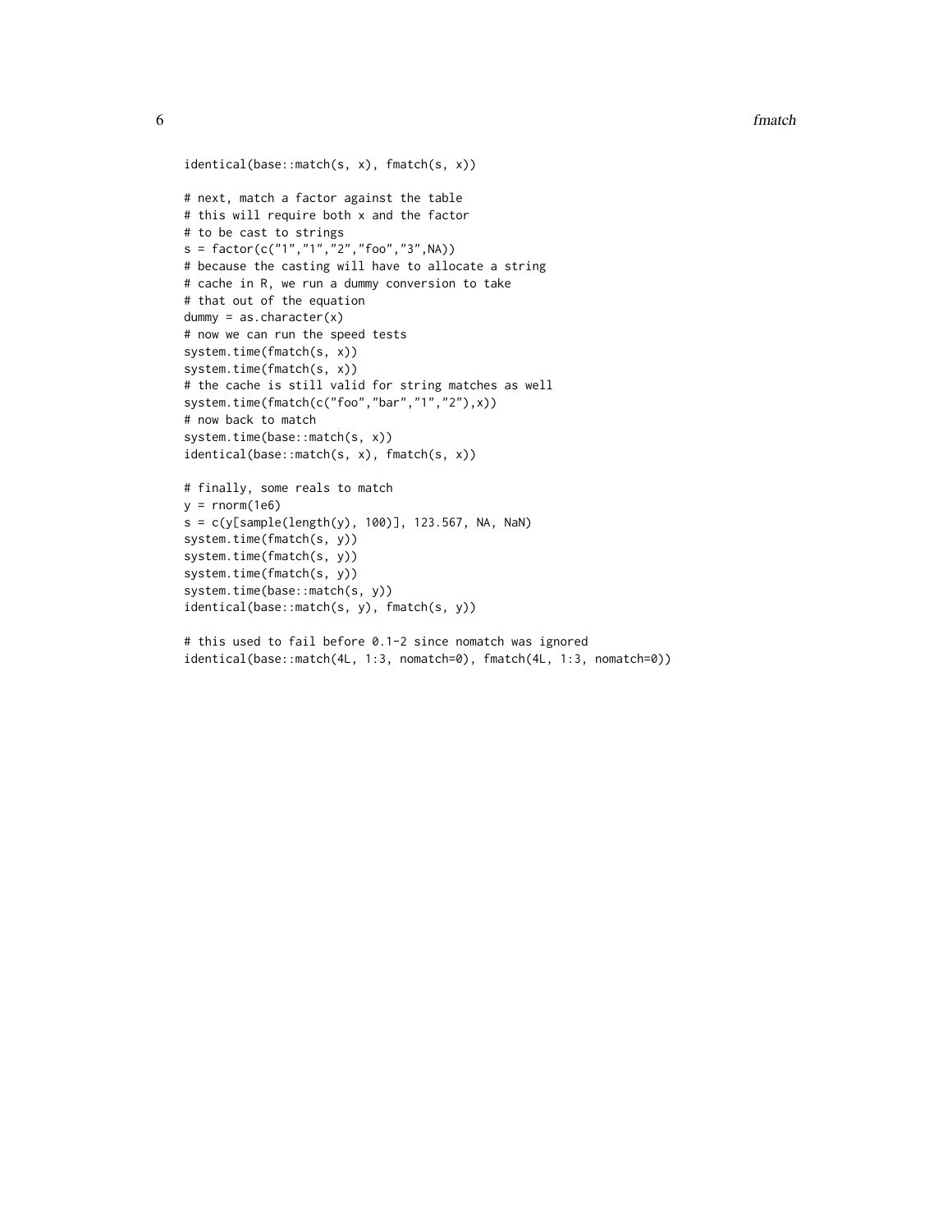```
identical(base::match(s, x), fmatch(s, x))

# next, match a factor against the table
# this will require both x and the factor
# to be cast to strings
s = factor(c("1","1","2","foo","3",NA))
# because the casting will have to allocate a string
# cache in R, we run a dummy conversion to take
# that out of the equation
dummy = as.character(x)
# now we can run the speed tests
system.time(fmatch(s, x))
system.time(fmatch(s, x))
# the cache is still valid for string matches as well
system.time(fmatch(c("foo","bar","1","2"),x))
# now back to match
system.time(base::match(s, x))
identical(base::match(s, x), fmatch(s, x))

# finally, some reals to match
y = rnorm(1e6)
s = c(y[sample(length(y), 100)], 123.567, NA, NaN)
system.time(fmatch(s, y))
system.time(fmatch(s, y))
system.time(fmatch(s, y))
system.time(base::match(s, y))
identical(base::match(s, y), fmatch(s, y))

# this used to fail before 0.1-2 since nomatch was ignored
identical(base::match(4L, 1:3, nomatch=0), fmatch(4L, 1:3, nomatch=0))
```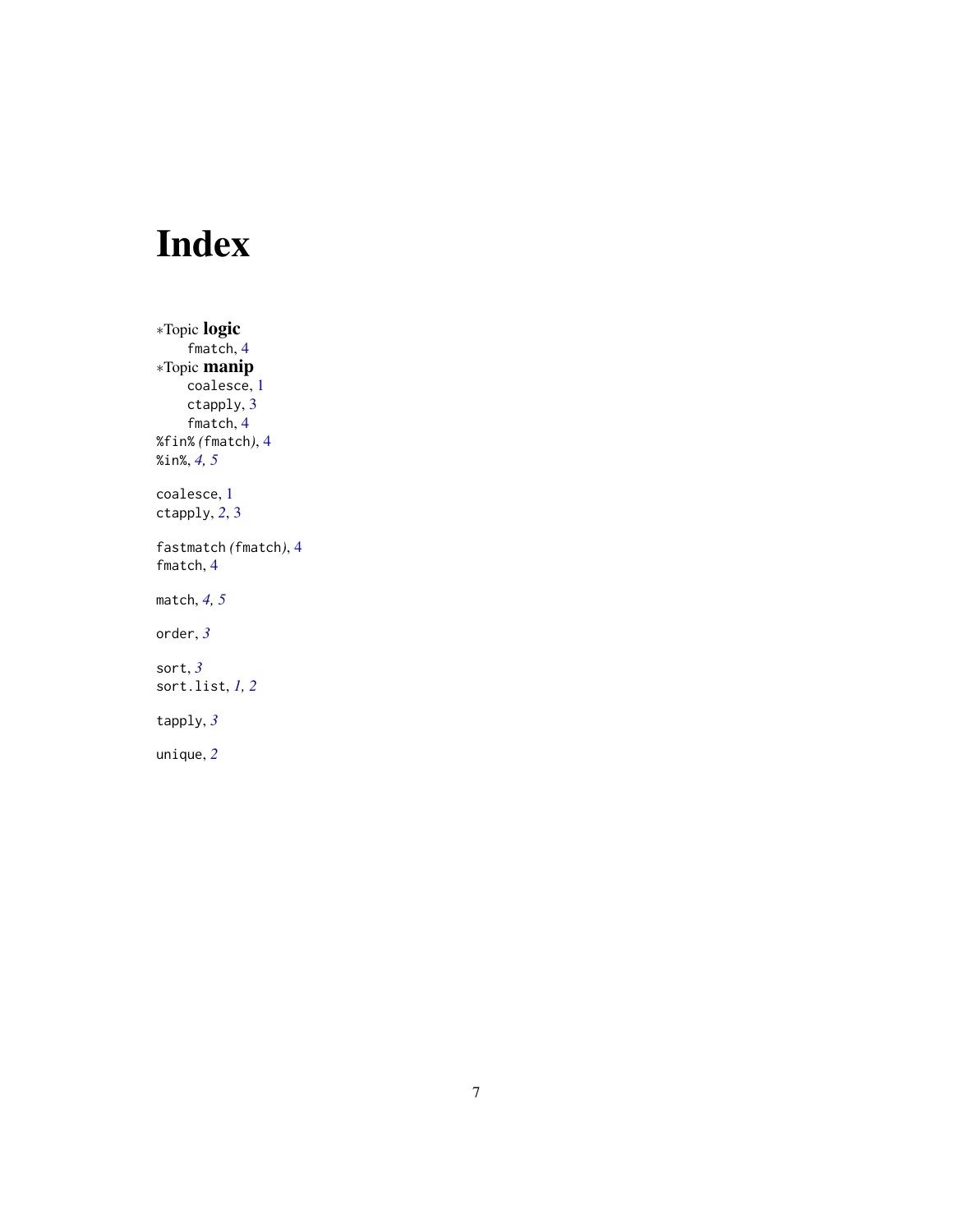# Index

*Topic **logic**
  fmatch, 4
*Topic **manip**
  coalesce, 1
  ctapply, 3
  fmatch, 4
%fin% (fmatch), 4
%in%, *4, 5*

coalesce, 1
ctapply, *2*, 3

fastmatch (fmatch), 4
fmatch, 4

match, *4, 5*

order, *3*

sort, *3*
sort.list, *1, 2*

tapply, *3*

unique, *2*